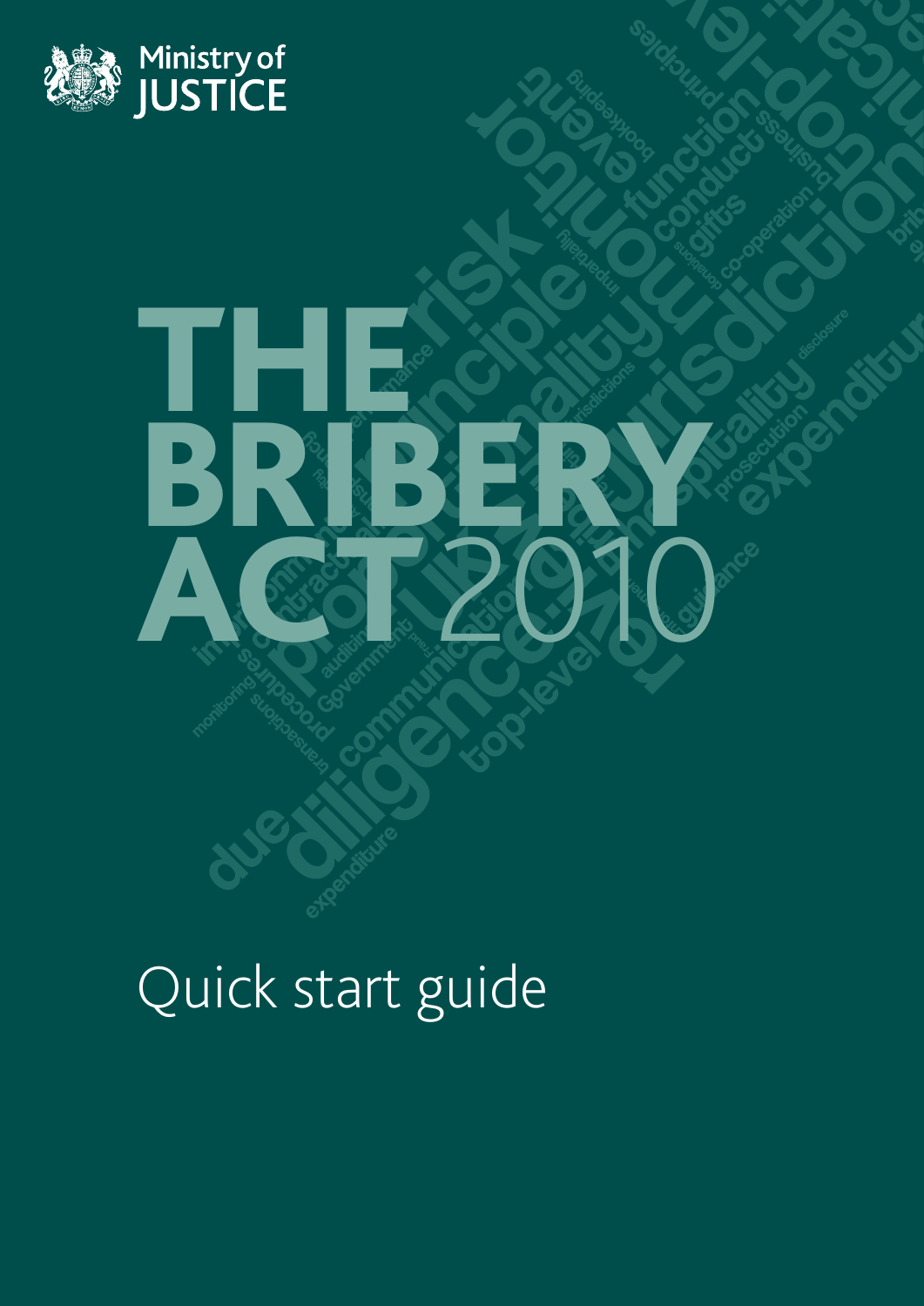Ministry of JUSTICE

# THE BRIBERY ACT 2010

## Quick start guide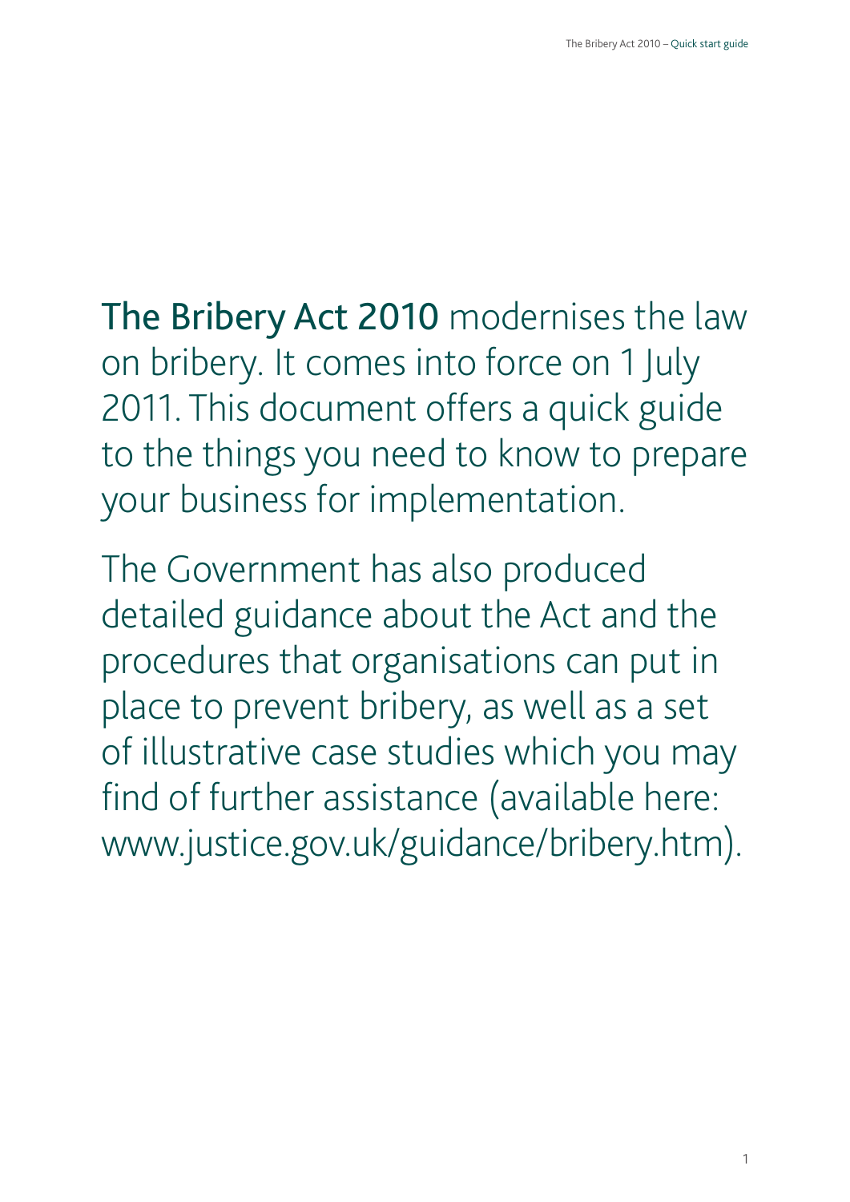**The Bribery Act 2010** modernises the law on bribery. It comes into force on 1 July 2011. This document offers a quick guide to the things you need to know to prepare your business for implementation.

The Government has also produced detailed guidance about the Act and the procedures that organisations can put in place to prevent bribery, as well as a set of illustrative case studies which you may find of further assistance (available here: www.justice.gov.uk/guidance/bribery.htm).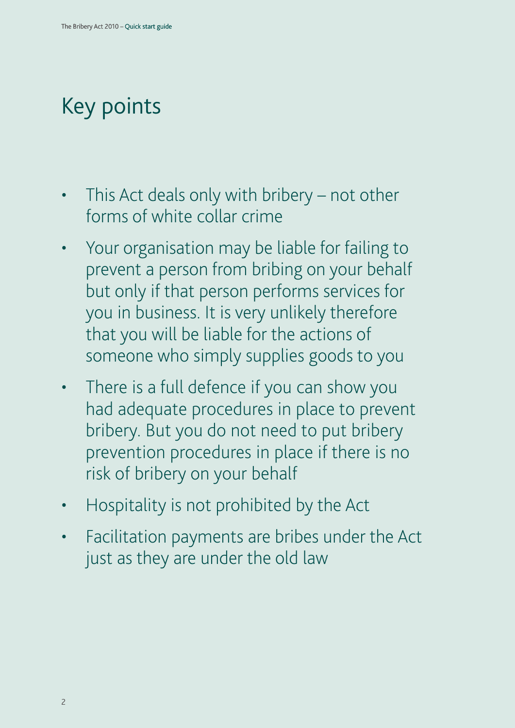# Key points

- This Act deals only with bribery – not other forms of white collar crime
- Your organisation may be liable for failing to prevent a person from bribing on your behalf but only if that person performs services for you in business. It is very unlikely therefore that you will be liable for the actions of someone who simply supplies goods to you
- There is a full defence if you can show you had adequate procedures in place to prevent bribery. But you do not need to put bribery prevention procedures in place if there is no risk of bribery on your behalf
- Hospitality is not prohibited by the Act
- Facilitation payments are bribes under the Act just as they are under the old law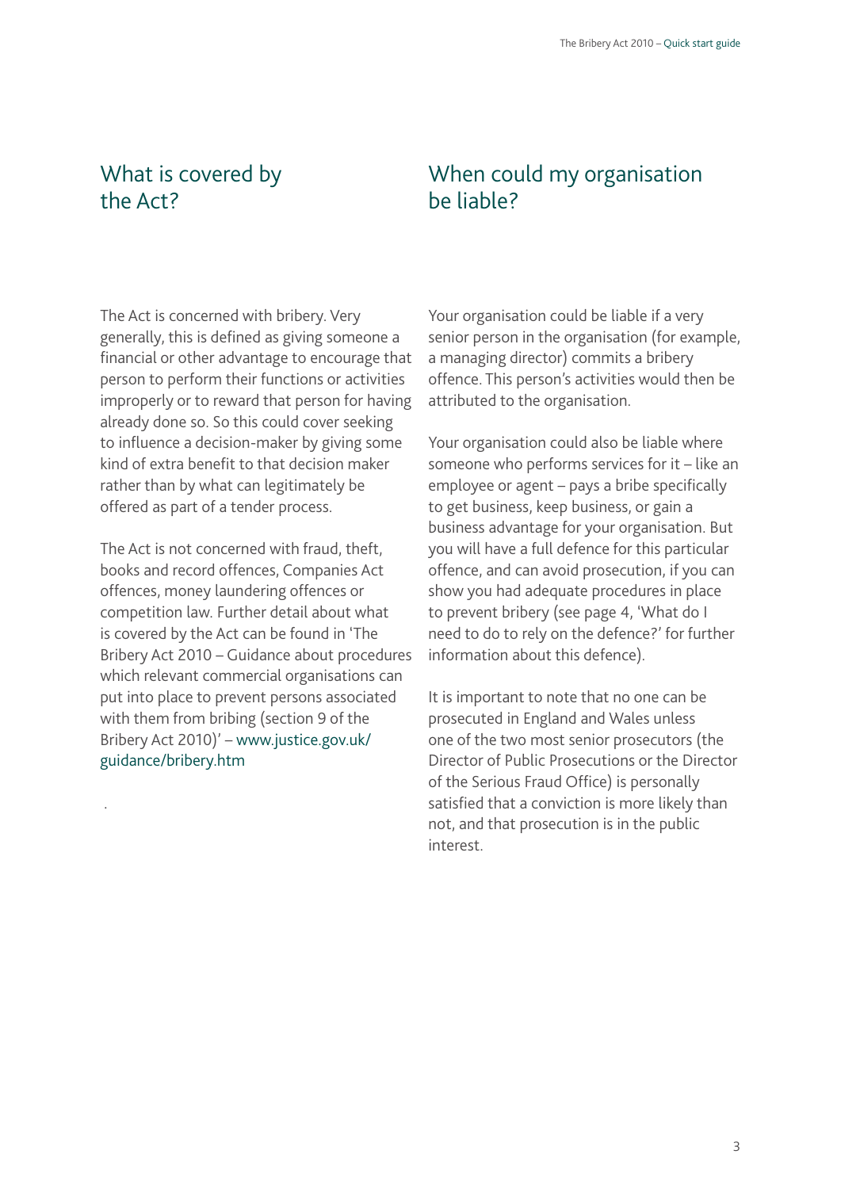## What is covered by the Act?

The Act is concerned with bribery. Very generally, this is defined as giving someone a financial or other advantage to encourage that person to perform their functions or activities improperly or to reward that person for having already done so. So this could cover seeking to influence a decision-maker by giving some kind of extra benefit to that decision maker rather than by what can legitimately be offered as part of a tender process.

The Act is not concerned with fraud, theft, books and record offences, Companies Act offences, money laundering offences or competition law. Further detail about what is covered by the Act can be found in 'The Bribery Act 2010 – Guidance about procedures which relevant commercial organisations can put into place to prevent persons associated with them from bribing (section 9 of the Bribery Act 2010)' – www.justice.gov.uk/guidance/bribery.htm

## When could my organisation be liable?

Your organisation could be liable if a very senior person in the organisation (for example, a managing director) commits a bribery offence. This person's activities would then be attributed to the organisation.

Your organisation could also be liable where someone who performs services for it – like an employee or agent – pays a bribe specifically to get business, keep business, or gain a business advantage for your organisation. But you will have a full defence for this particular offence, and can avoid prosecution, if you can show you had adequate procedures in place to prevent bribery (see page 4, 'What do I need to do to rely on the defence?' for further information about this defence).

It is important to note that no one can be prosecuted in England and Wales unless one of the two most senior prosecutors (the Director of Public Prosecutions or the Director of the Serious Fraud Office) is personally satisfied that a conviction is more likely than not, and that prosecution is in the public interest.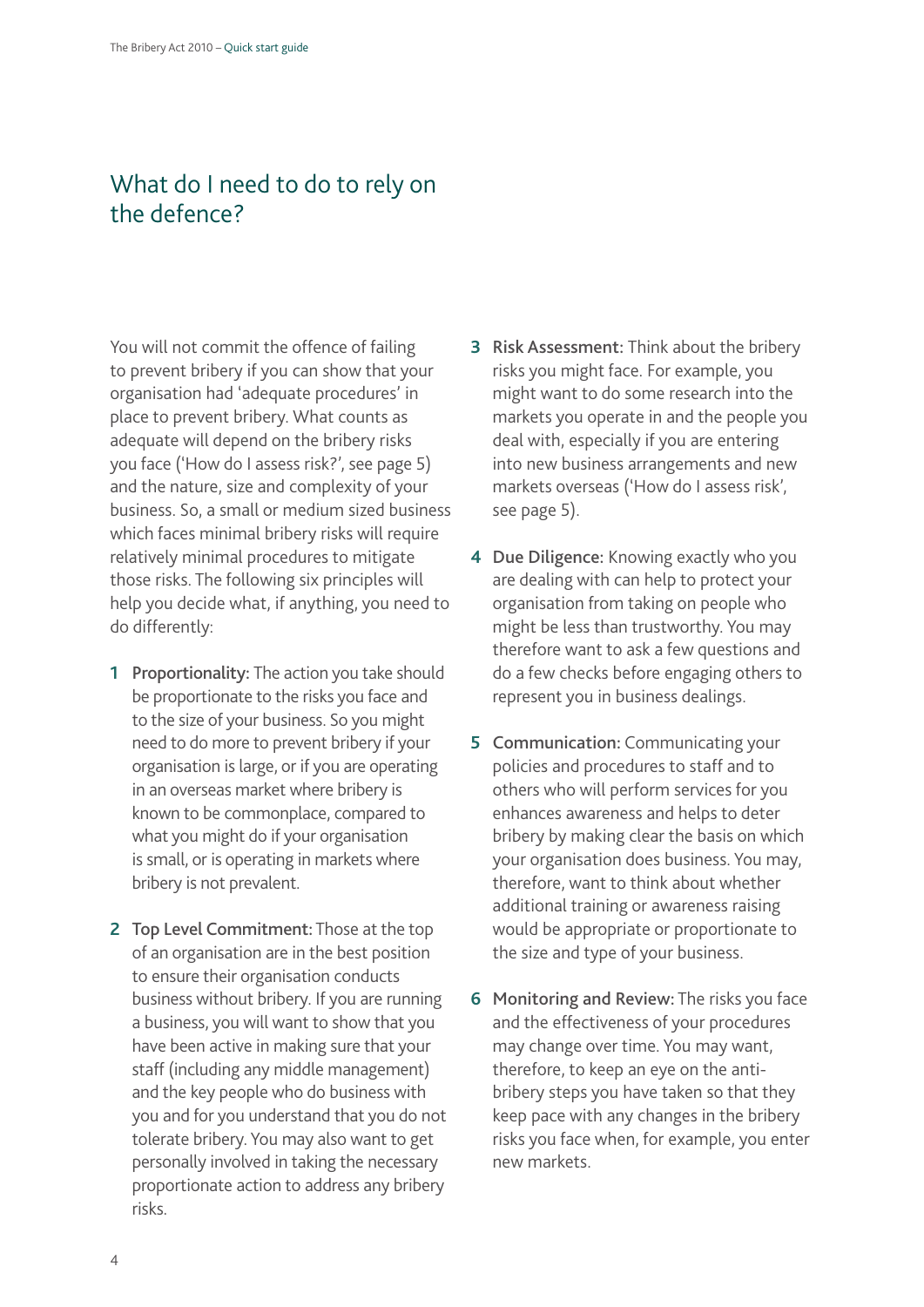## What do I need to do to rely on the defence?

You will not commit the offence of failing to prevent bribery if you can show that your organisation had 'adequate procedures' in place to prevent bribery. What counts as adequate will depend on the bribery risks you face ('How do I assess risk?', see page 5) and the nature, size and complexity of your business. So, a small or medium sized business which faces minimal bribery risks will require relatively minimal procedures to mitigate those risks. The following six principles will help you decide what, if anything, you need to do differently:

1. **Proportionality:** The action you take should be proportionate to the risks you face and to the size of your business. So you might need to do more to prevent bribery if your organisation is large, or if you are operating in an overseas market where bribery is known to be commonplace, compared to what you might do if your organisation is small, or is operating in markets where bribery is not prevalent.

2. **Top Level Commitment:** Those at the top of an organisation are in the best position to ensure their organisation conducts business without bribery. If you are running a business, you will want to show that you have been active in making sure that your staff (including any middle management) and the key people who do business with you and for you understand that you do not tolerate bribery. You may also want to get personally involved in taking the necessary proportionate action to address any bribery risks.

3. **Risk Assessment:** Think about the bribery risks you might face. For example, you might want to do some research into the markets you operate in and the people you deal with, especially if you are entering into new business arrangements and new markets overseas ('How do I assess risk', see page 5).

4. **Due Diligence:** Knowing exactly who you are dealing with can help to protect your organisation from taking on people who might be less than trustworthy. You may therefore want to ask a few questions and do a few checks before engaging others to represent you in business dealings.

5. **Communication:** Communicating your policies and procedures to staff and to others who will perform services for you enhances awareness and helps to deter bribery by making clear the basis on which your organisation does business. You may, therefore, want to think about whether additional training or awareness raising would be appropriate or proportionate to the size and type of your business.

6. **Monitoring and Review:** The risks you face and the effectiveness of your procedures may change over time. You may want, therefore, to keep an eye on the anti-bribery steps you have taken so that they keep pace with any changes in the bribery risks you face when, for example, you enter new markets.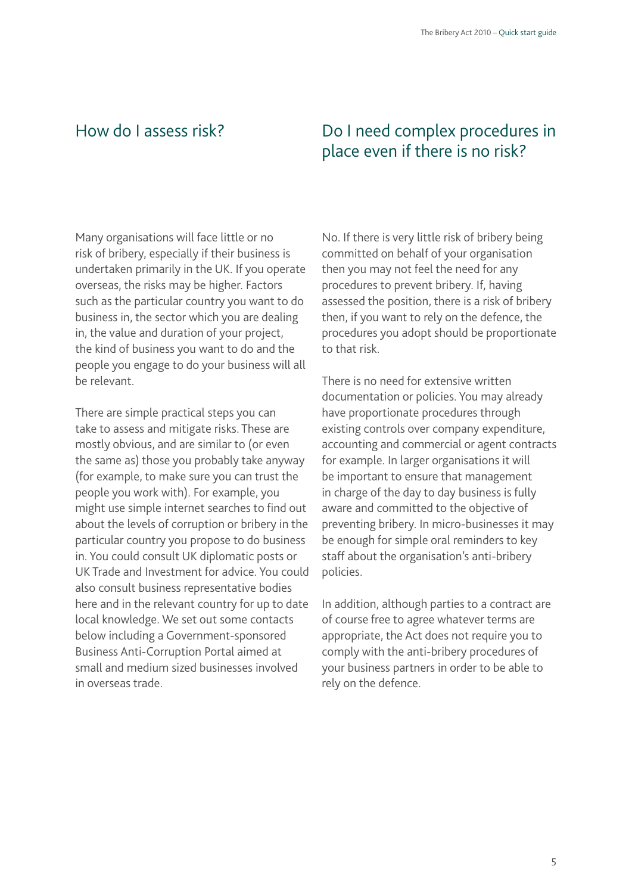## How do I assess risk?

Many organisations will face little or no risk of bribery, especially if their business is undertaken primarily in the UK. If you operate overseas, the risks may be higher. Factors such as the particular country you want to do business in, the sector which you are dealing in, the value and duration of your project, the kind of business you want to do and the people you engage to do your business will all be relevant.

There are simple practical steps you can take to assess and mitigate risks. These are mostly obvious, and are similar to (or even the same as) those you probably take anyway (for example, to make sure you can trust the people you work with). For example, you might use simple internet searches to find out about the levels of corruption or bribery in the particular country you propose to do business in. You could consult UK diplomatic posts or UK Trade and Investment for advice. You could also consult business representative bodies here and in the relevant country for up to date local knowledge. We set out some contacts below including a Government-sponsored Business Anti-Corruption Portal aimed at small and medium sized businesses involved in overseas trade.

## Do I need complex procedures in place even if there is no risk?

No. If there is very little risk of bribery being committed on behalf of your organisation then you may not feel the need for any procedures to prevent bribery. If, having assessed the position, there is a risk of bribery then, if you want to rely on the defence, the procedures you adopt should be proportionate to that risk.

There is no need for extensive written documentation or policies. You may already have proportionate procedures through existing controls over company expenditure, accounting and commercial or agent contracts for example. In larger organisations it will be important to ensure that management in charge of the day to day business is fully aware and committed to the objective of preventing bribery. In micro-businesses it may be enough for simple oral reminders to key staff about the organisation's anti-bribery policies.

In addition, although parties to a contract are of course free to agree whatever terms are appropriate, the Act does not require you to comply with the anti-bribery procedures of your business partners in order to be able to rely on the defence.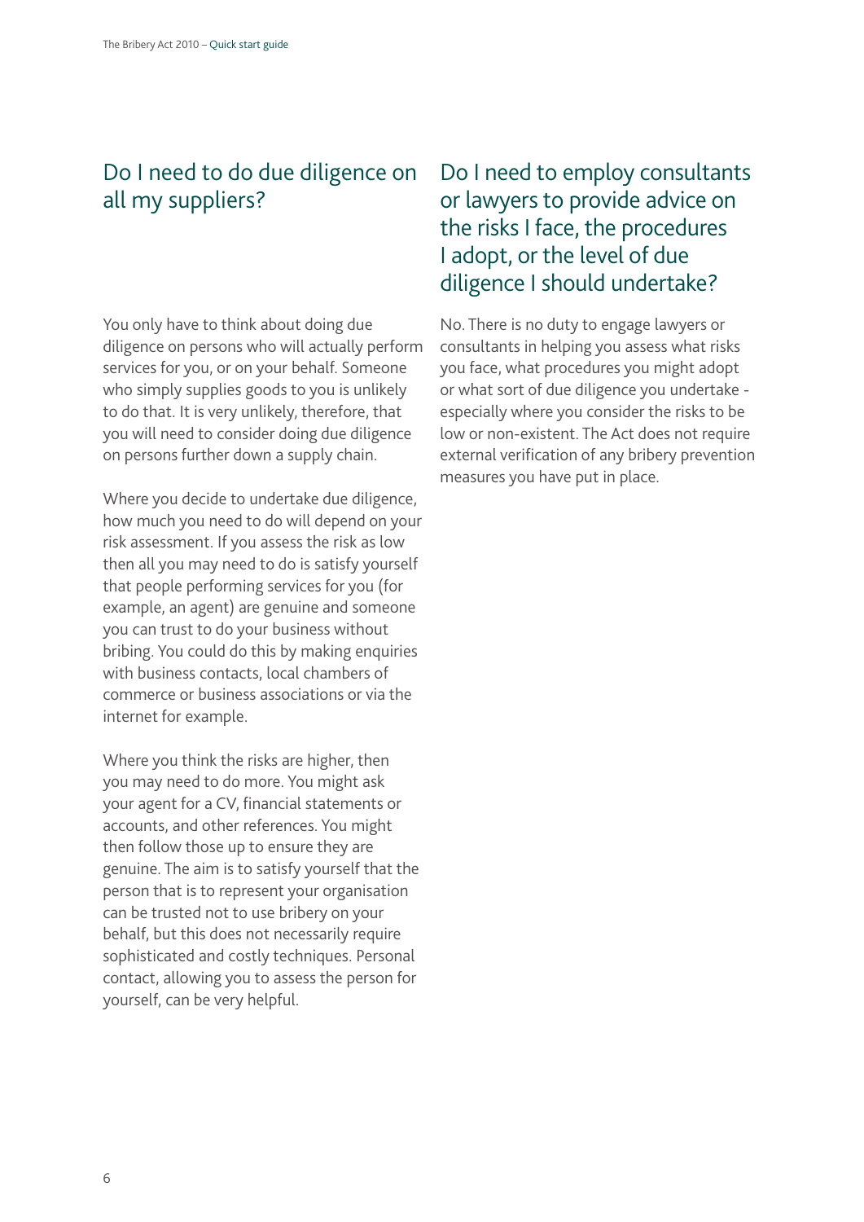## Do I need to do due diligence on all my suppliers?

You only have to think about doing due diligence on persons who will actually perform services for you, or on your behalf. Someone who simply supplies goods to you is unlikely to do that. It is very unlikely, therefore, that you will need to consider doing due diligence on persons further down a supply chain.

Where you decide to undertake due diligence, how much you need to do will depend on your risk assessment. If you assess the risk as low then all you may need to do is satisfy yourself that people performing services for you (for example, an agent) are genuine and someone you can trust to do your business without bribing. You could do this by making enquiries with business contacts, local chambers of commerce or business associations or via the internet for example.

Where you think the risks are higher, then you may need to do more. You might ask your agent for a CV, financial statements or accounts, and other references. You might then follow those up to ensure they are genuine. The aim is to satisfy yourself that the person that is to represent your organisation can be trusted not to use bribery on your behalf, but this does not necessarily require sophisticated and costly techniques. Personal contact, allowing you to assess the person for yourself, can be very helpful.

## Do I need to employ consultants or lawyers to provide advice on the risks I face, the procedures I adopt, or the level of due diligence I should undertake?

No. There is no duty to engage lawyers or consultants in helping you assess what risks you face, what procedures you might adopt or what sort of due diligence you undertake - especially where you consider the risks to be low or non-existent. The Act does not require external verification of any bribery prevention measures you have put in place.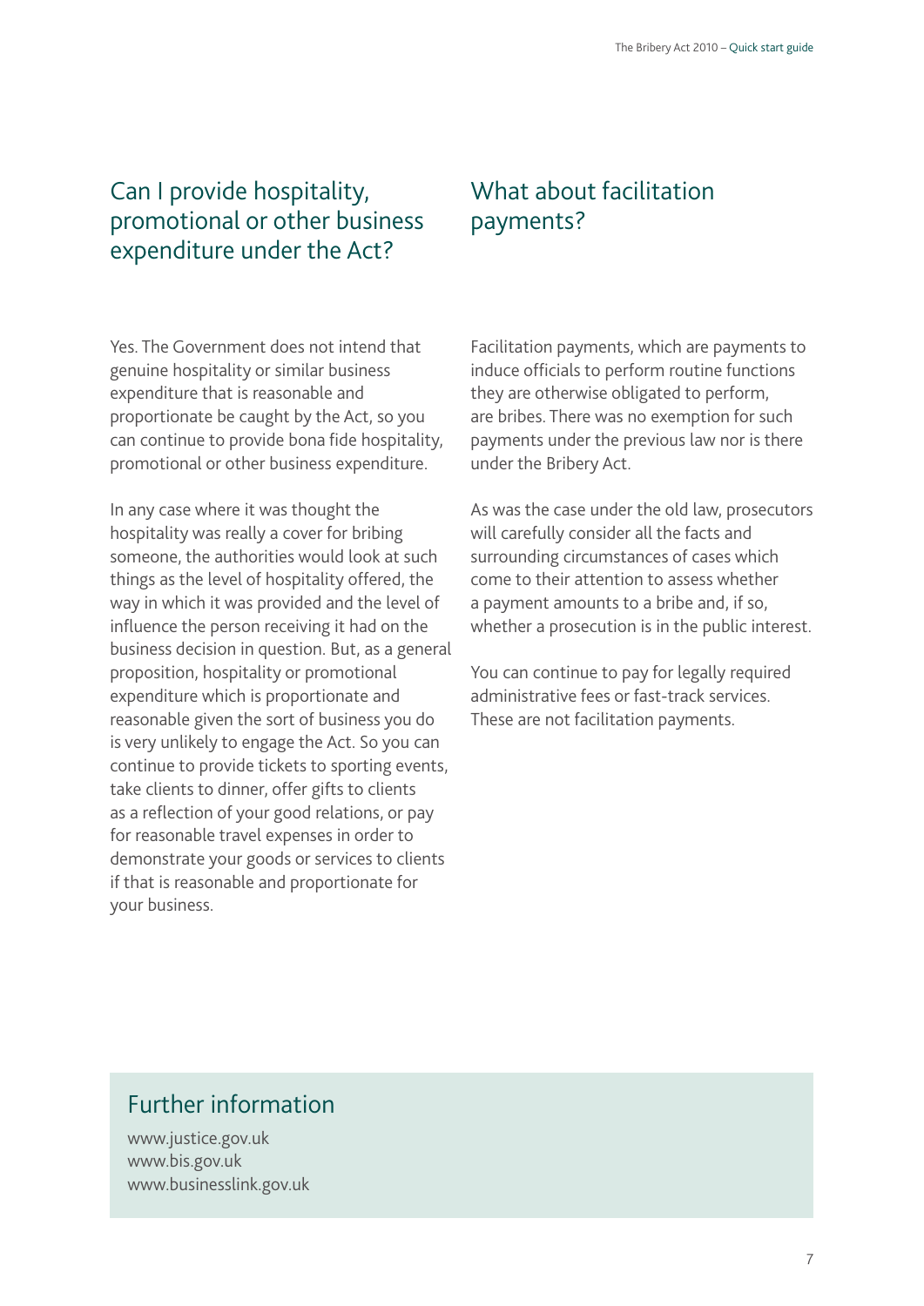## Can I provide hospitality, promotional or other business expenditure under the Act?

Yes. The Government does not intend that genuine hospitality or similar business expenditure that is reasonable and proportionate be caught by the Act, so you can continue to provide bona fide hospitality, promotional or other business expenditure.

In any case where it was thought the hospitality was really a cover for bribing someone, the authorities would look at such things as the level of hospitality offered, the way in which it was provided and the level of influence the person receiving it had on the business decision in question. But, as a general proposition, hospitality or promotional expenditure which is proportionate and reasonable given the sort of business you do is very unlikely to engage the Act. So you can continue to provide tickets to sporting events, take clients to dinner, offer gifts to clients as a reflection of your good relations, or pay for reasonable travel expenses in order to demonstrate your goods or services to clients if that is reasonable and proportionate for your business.

## What about facilitation payments?

Facilitation payments, which are payments to induce officials to perform routine functions they are otherwise obligated to perform, are bribes. There was no exemption for such payments under the previous law nor is there under the Bribery Act.

As was the case under the old law, prosecutors will carefully consider all the facts and surrounding circumstances of cases which come to their attention to assess whether a payment amounts to a bribe and, if so, whether a prosecution is in the public interest.

You can continue to pay for legally required administrative fees or fast-track services. These are not facilitation payments.

## Further information

www.justice.gov.uk
www.bis.gov.uk
www.businesslink.gov.uk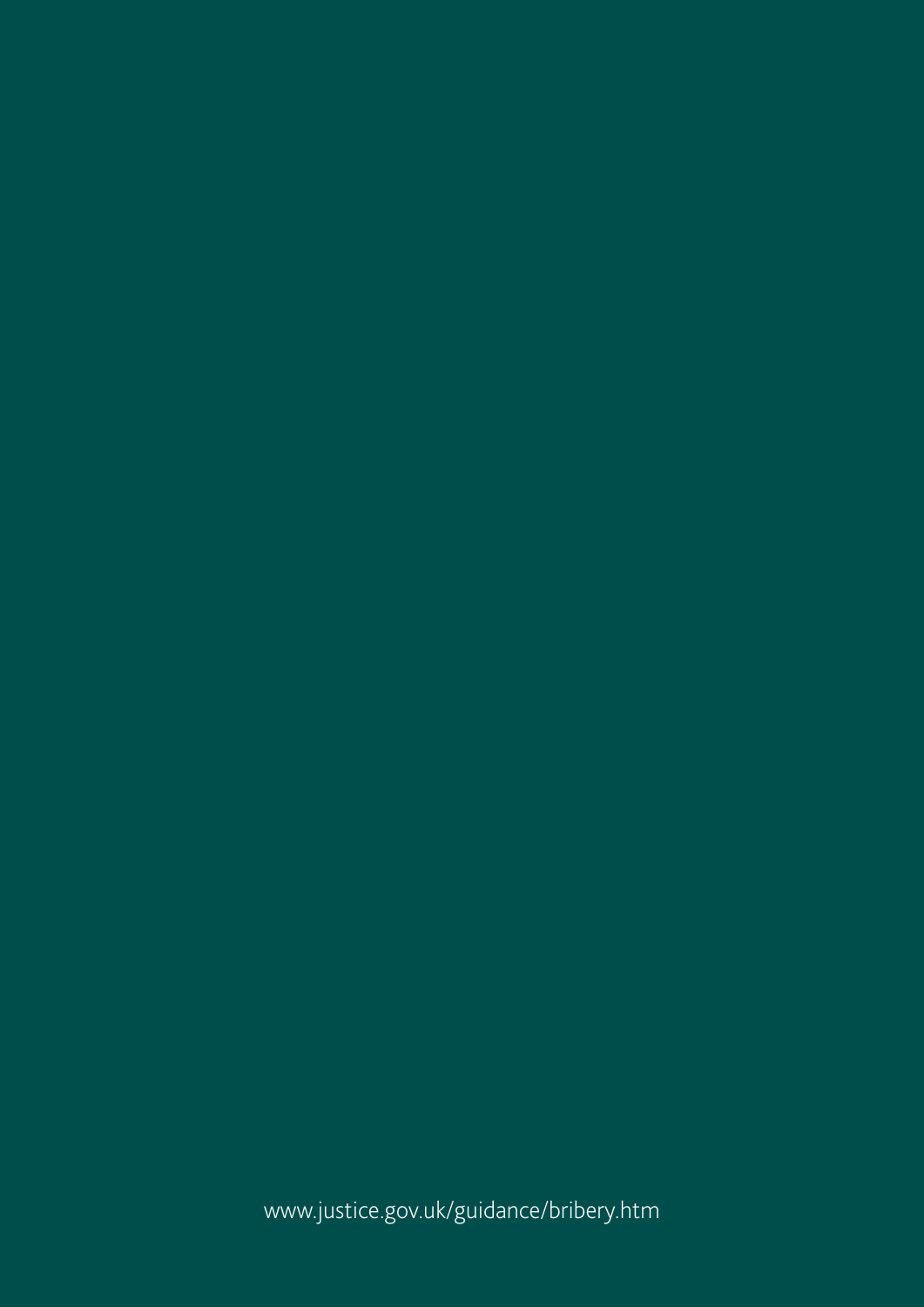www.justice.gov.uk/guidance/bribery.htm